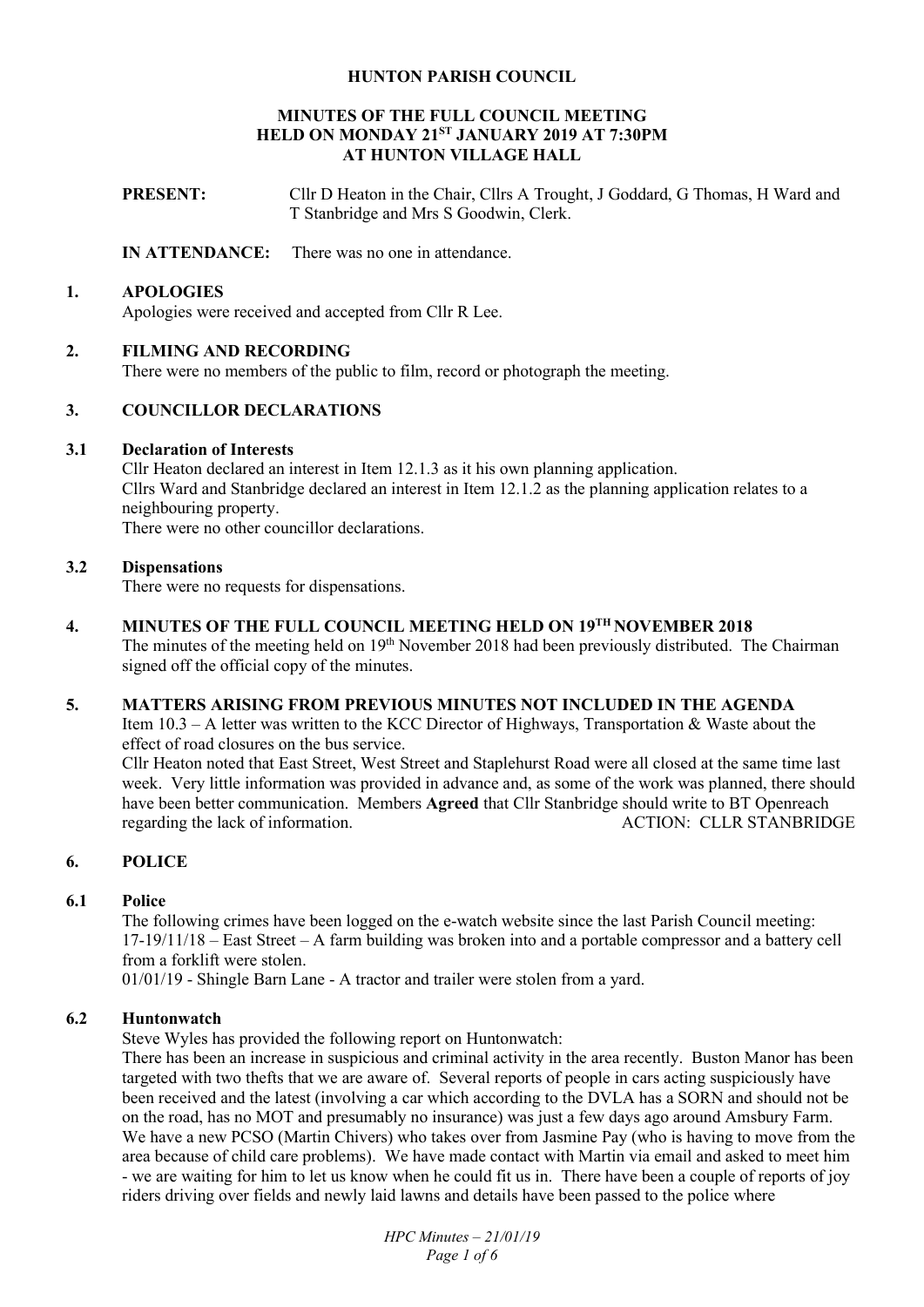# HUNTON PARISH COUNCIL

## MINUTES OF THE FULL COUNCIL MEETING HELD ON MONDAY 21ST JANUARY 2019 AT 7:30PM AT HUNTON VILLAGE HALL

**PRESENT:** Cllr D Heaton in the Chair, Cllrs A Trought, J Goddard, G Thomas, H Ward and T Stanbridge and Mrs S Goodwin, Clerk.

**IN ATTENDANCE:** There was no one in attendance.

### 1. APOLOGIES

Apologies were received and accepted from Cllr R Lee.

### 2. FILMING AND RECORDING

There were no members of the public to film, record or photograph the meeting.

### 3. COUNCILLOR DECLARATIONS

#### 3.1 Declaration of Interests

Cllr Heaton declared an interest in Item 12.1.3 as it his own planning application.
Cllrs Ward and Stanbridge declared an interest in Item 12.1.2 as the planning application relates to a neighbouring property.
There were no other councillor declarations.

#### 3.2 Dispensations

There were no requests for dispensations.

### 4. MINUTES OF THE FULL COUNCIL MEETING HELD ON 19TH NOVEMBER 2018

The minutes of the meeting held on 19th November 2018 had been previously distributed. The Chairman signed off the official copy of the minutes.

### 5. MATTERS ARISING FROM PREVIOUS MINUTES NOT INCLUDED IN THE AGENDA

Item 10.3 – A letter was written to the KCC Director of Highways, Transportation & Waste about the effect of road closures on the bus service.
Cllr Heaton noted that East Street, West Street and Staplehurst Road were all closed at the same time last week. Very little information was provided in advance and, as some of the work was planned, there should have been better communication. Members **Agreed** that Cllr Stanbridge should write to BT Openreach regarding the lack of information. ACTION: CLLR STANBRIDGE

### 6. POLICE

#### 6.1 Police

The following crimes have been logged on the e-watch website since the last Parish Council meeting:
17-19/11/18 – East Street – A farm building was broken into and a portable compressor and a battery cell from a forklift were stolen.
01/01/19 - Shingle Barn Lane - A tractor and trailer were stolen from a yard.

#### 6.2 Huntonwatch

Steve Wyles has provided the following report on Huntonwatch:
There has been an increase in suspicious and criminal activity in the area recently. Buston Manor has been targeted with two thefts that we are aware of. Several reports of people in cars acting suspiciously have been received and the latest (involving a car which according to the DVLA has a SORN and should not be on the road, has no MOT and presumably no insurance) was just a few days ago around Amsbury Farm. We have a new PCSO (Martin Chivers) who takes over from Jasmine Pay (who is having to move from the area because of child care problems). We have made contact with Martin via email and asked to meet him - we are waiting for him to let us know when he could fit us in. There have been a couple of reports of joy riders driving over fields and newly laid lawns and details have been passed to the police where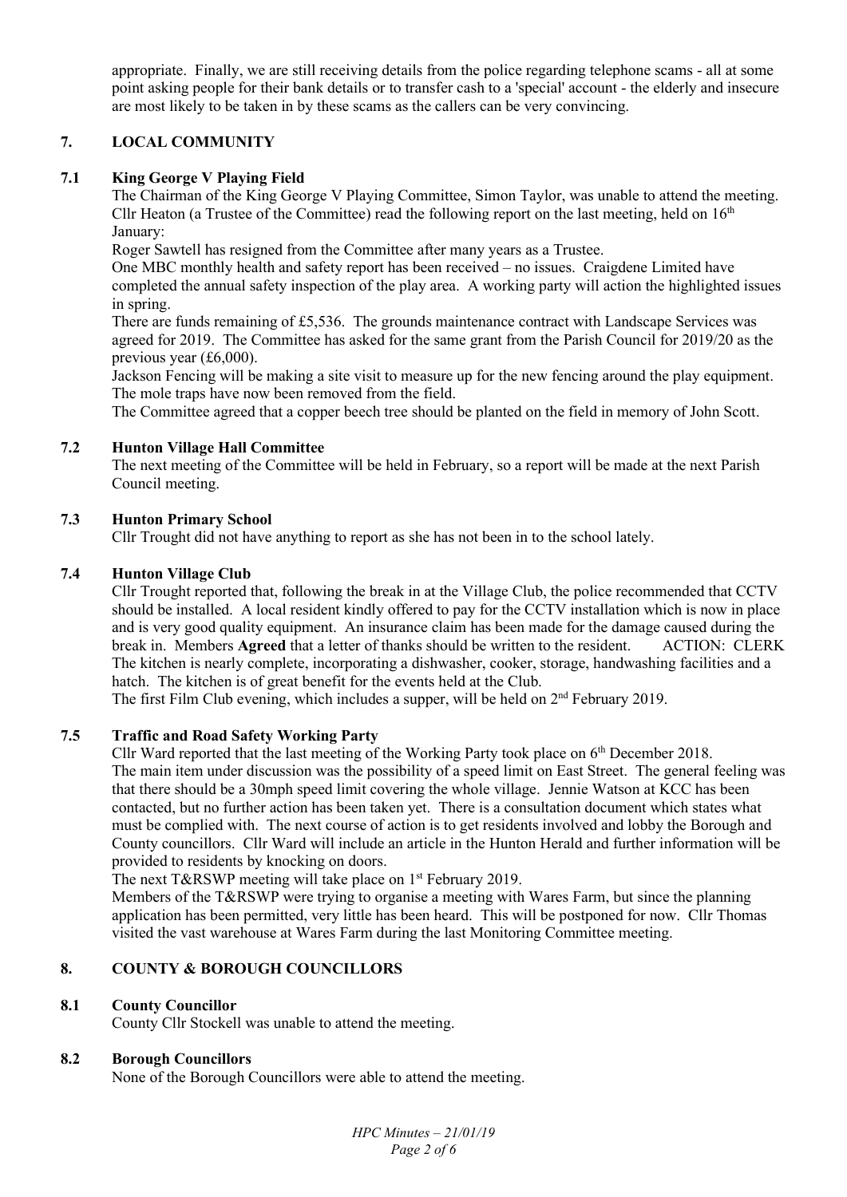appropriate. Finally, we are still receiving details from the police regarding telephone scams - all at some point asking people for their bank details or to transfer cash to a 'special' account - the elderly and insecure are most likely to be taken in by these scams as the callers can be very convincing.

## 7. LOCAL COMMUNITY

### 7.1 King George V Playing Field

The Chairman of the King George V Playing Committee, Simon Taylor, was unable to attend the meeting. Cllr Heaton (a Trustee of the Committee) read the following report on the last meeting, held on 16th January:

Roger Sawtell has resigned from the Committee after many years as a Trustee.

One MBC monthly health and safety report has been received – no issues. Craigdene Limited have completed the annual safety inspection of the play area. A working party will action the highlighted issues in spring.

There are funds remaining of £5,536. The grounds maintenance contract with Landscape Services was agreed for 2019. The Committee has asked for the same grant from the Parish Council for 2019/20 as the previous year (£6,000).

Jackson Fencing will be making a site visit to measure up for the new fencing around the play equipment. The mole traps have now been removed from the field.

The Committee agreed that a copper beech tree should be planted on the field in memory of John Scott.

### 7.2 Hunton Village Hall Committee

The next meeting of the Committee will be held in February, so a report will be made at the next Parish Council meeting.

### 7.3 Hunton Primary School

Cllr Trought did not have anything to report as she has not been in to the school lately.

### 7.4 Hunton Village Club

Cllr Trought reported that, following the break in at the Village Club, the police recommended that CCTV should be installed. A local resident kindly offered to pay for the CCTV installation which is now in place and is very good quality equipment. An insurance claim has been made for the damage caused during the break in. Members **Agreed** that a letter of thanks should be written to the resident. ACTION: CLERK

The kitchen is nearly complete, incorporating a dishwasher, cooker, storage, handwashing facilities and a hatch. The kitchen is of great benefit for the events held at the Club.

The first Film Club evening, which includes a supper, will be held on 2nd February 2019.

### 7.5 Traffic and Road Safety Working Party

Cllr Ward reported that the last meeting of the Working Party took place on 6th December 2018.

The main item under discussion was the possibility of a speed limit on East Street. The general feeling was that there should be a 30mph speed limit covering the whole village. Jennie Watson at KCC has been contacted, but no further action has been taken yet. There is a consultation document which states what must be complied with. The next course of action is to get residents involved and lobby the Borough and County councillors. Cllr Ward will include an article in the Hunton Herald and further information will be provided to residents by knocking on doors.

The next T&RSWP meeting will take place on 1st February 2019.

Members of the T&RSWP were trying to organise a meeting with Wares Farm, but since the planning application has been permitted, very little has been heard. This will be postponed for now. Cllr Thomas visited the vast warehouse at Wares Farm during the last Monitoring Committee meeting.

## 8. COUNTY & BOROUGH COUNCILLORS

### 8.1 County Councillor

County Cllr Stockell was unable to attend the meeting.

### 8.2 Borough Councillors

None of the Borough Councillors were able to attend the meeting.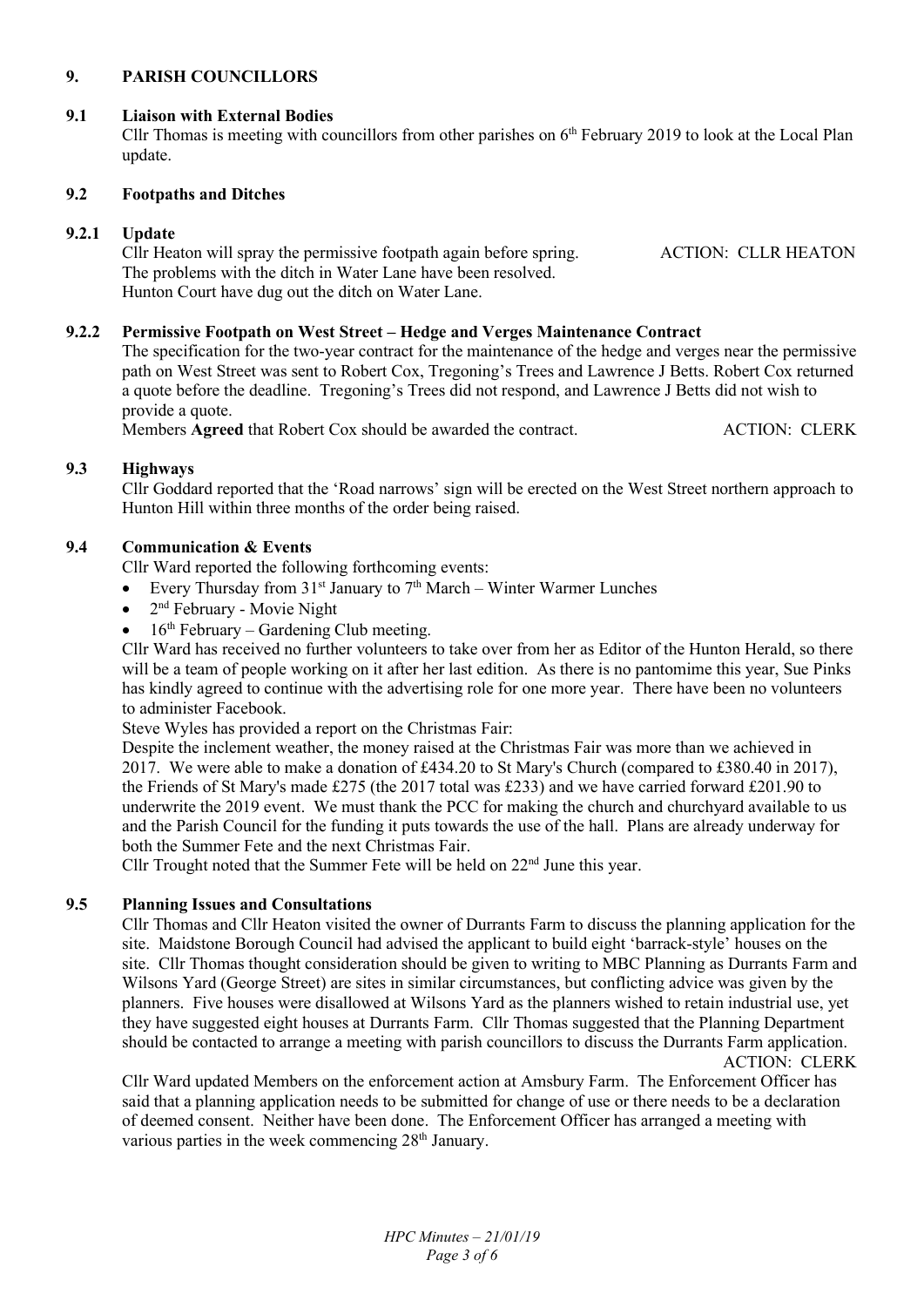## 9. PARISH COUNCILLORS

### 9.1 Liaison with External Bodies

Cllr Thomas is meeting with councillors from other parishes on 6th February 2019 to look at the Local Plan update.

### 9.2 Footpaths and Ditches

#### 9.2.1 Update

Cllr Heaton will spray the permissive footpath again before spring. ACTION: CLLR HEATON

The problems with the ditch in Water Lane have been resolved.

Hunton Court have dug out the ditch on Water Lane.

#### 9.2.2 Permissive Footpath on West Street – Hedge and Verges Maintenance Contract

The specification for the two-year contract for the maintenance of the hedge and verges near the permissive path on West Street was sent to Robert Cox, Tregoning's Trees and Lawrence J Betts. Robert Cox returned a quote before the deadline. Tregoning's Trees did not respond, and Lawrence J Betts did not wish to provide a quote.

Members **Agreed** that Robert Cox should be awarded the contract. ACTION: CLERK

### 9.3 Highways

Cllr Goddard reported that the 'Road narrows' sign will be erected on the West Street northern approach to Hunton Hill within three months of the order being raised.

### 9.4 Communication & Events

Cllr Ward reported the following forthcoming events:

- Every Thursday from 31st January to 7th March – Winter Warmer Lunches
- 2nd February - Movie Night
- 16th February – Gardening Club meeting.

Cllr Ward has received no further volunteers to take over from her as Editor of the Hunton Herald, so there will be a team of people working on it after her last edition. As there is no pantomime this year, Sue Pinks has kindly agreed to continue with the advertising role for one more year. There have been no volunteers to administer Facebook.

Steve Wyles has provided a report on the Christmas Fair:

Despite the inclement weather, the money raised at the Christmas Fair was more than we achieved in 2017. We were able to make a donation of £434.20 to St Mary's Church (compared to £380.40 in 2017), the Friends of St Mary's made £275 (the 2017 total was £233) and we have carried forward £201.90 to underwrite the 2019 event. We must thank the PCC for making the church and churchyard available to us and the Parish Council for the funding it puts towards the use of the hall. Plans are already underway for both the Summer Fete and the next Christmas Fair.

Cllr Trought noted that the Summer Fete will be held on 22nd June this year.

### 9.5 Planning Issues and Consultations

Cllr Thomas and Cllr Heaton visited the owner of Durrants Farm to discuss the planning application for the site. Maidstone Borough Council had advised the applicant to build eight 'barrack-style' houses on the site. Cllr Thomas thought consideration should be given to writing to MBC Planning as Durrants Farm and Wilsons Yard (George Street) are sites in similar circumstances, but conflicting advice was given by the planners. Five houses were disallowed at Wilsons Yard as the planners wished to retain industrial use, yet they have suggested eight houses at Durrants Farm. Cllr Thomas suggested that the Planning Department should be contacted to arrange a meeting with parish councillors to discuss the Durrants Farm application.

ACTION: CLERK

Cllr Ward updated Members on the enforcement action at Amsbury Farm. The Enforcement Officer has said that a planning application needs to be submitted for change of use or there needs to be a declaration of deemed consent. Neither have been done. The Enforcement Officer has arranged a meeting with various parties in the week commencing 28th January.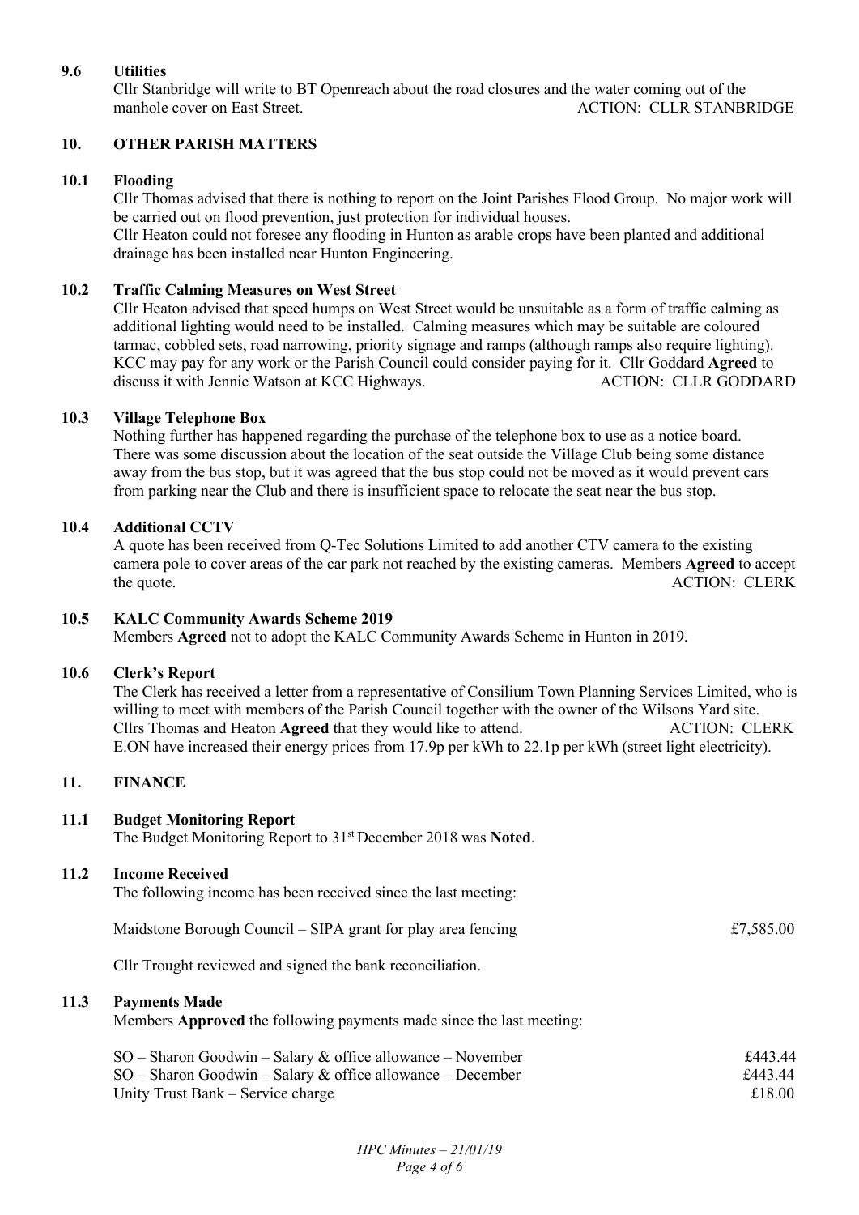### 9.6 Utilities

Cllr Stanbridge will write to BT Openreach about the road closures and the water coming out of the manhole cover on East Street. ACTION: CLLR STANBRIDGE

## 10. OTHER PARISH MATTERS

### 10.1 Flooding

Cllr Thomas advised that there is nothing to report on the Joint Parishes Flood Group. No major work will be carried out on flood prevention, just protection for individual houses.

Cllr Heaton could not foresee any flooding in Hunton as arable crops have been planted and additional drainage has been installed near Hunton Engineering.

### 10.2 Traffic Calming Measures on West Street

Cllr Heaton advised that speed humps on West Street would be unsuitable as a form of traffic calming as additional lighting would need to be installed. Calming measures which may be suitable are coloured tarmac, cobbled sets, road narrowing, priority signage and ramps (although ramps also require lighting). KCC may pay for any work or the Parish Council could consider paying for it. Cllr Goddard **Agreed** to discuss it with Jennie Watson at KCC Highways. ACTION: CLLR GODDARD

### 10.3 Village Telephone Box

Nothing further has happened regarding the purchase of the telephone box to use as a notice board. There was some discussion about the location of the seat outside the Village Club being some distance away from the bus stop, but it was agreed that the bus stop could not be moved as it would prevent cars from parking near the Club and there is insufficient space to relocate the seat near the bus stop.

### 10.4 Additional CCTV

A quote has been received from Q-Tec Solutions Limited to add another CTV camera to the existing camera pole to cover areas of the car park not reached by the existing cameras. Members **Agreed** to accept the quote. ACTION: CLERK

### 10.5 KALC Community Awards Scheme 2019

Members **Agreed** not to adopt the KALC Community Awards Scheme in Hunton in 2019.

### 10.6 Clerk's Report

The Clerk has received a letter from a representative of Consilium Town Planning Services Limited, who is willing to meet with members of the Parish Council together with the owner of the Wilsons Yard site. Cllrs Thomas and Heaton **Agreed** that they would like to attend. ACTION: CLERK

E.ON have increased their energy prices from 17.9p per kWh to 22.1p per kWh (street light electricity).

## 11. FINANCE

### 11.1 Budget Monitoring Report

The Budget Monitoring Report to 31st December 2018 was **Noted**.

### 11.2 Income Received

The following income has been received since the last meeting:

| | |
|---|---|
| Maidstone Borough Council – SIPA grant for play area fencing | £7,585.00 |

Cllr Trought reviewed and signed the bank reconciliation.

### 11.3 Payments Made

Members **Approved** the following payments made since the last meeting:

| | |
|---|---|
| SO – Sharon Goodwin – Salary & office allowance – November | £443.44 |
| SO – Sharon Goodwin – Salary & office allowance – December | £443.44 |
| Unity Trust Bank – Service charge | £18.00 |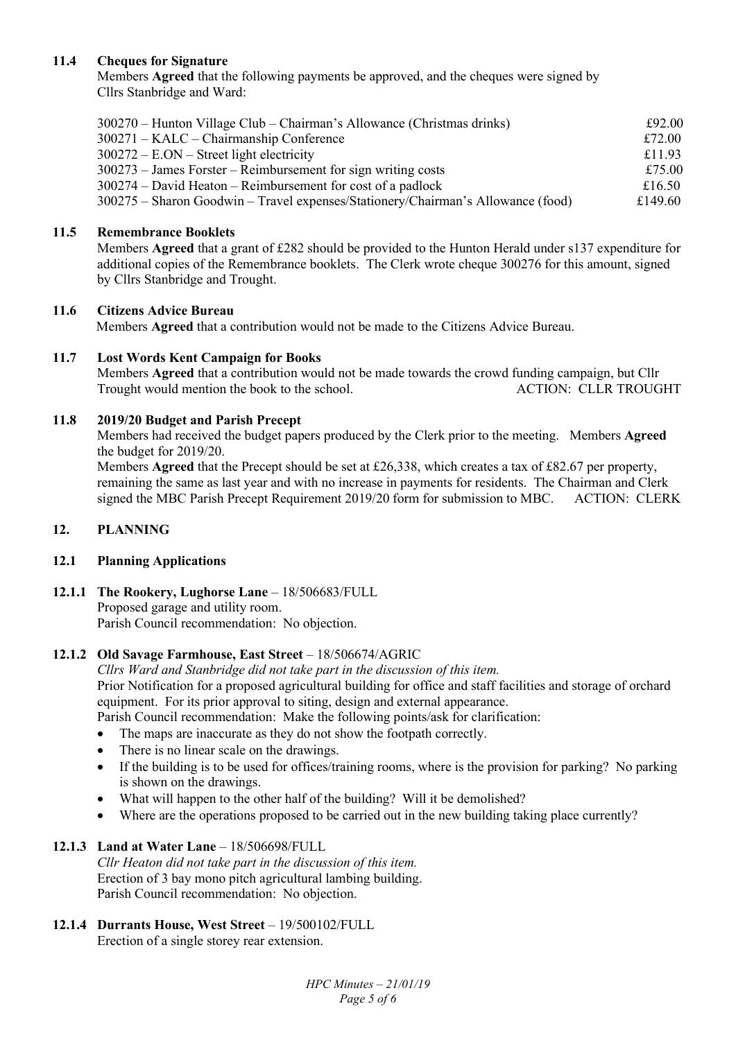### 11.4 Cheques for Signature

Members **Agreed** that the following payments be approved, and the cheques were signed by Cllrs Stanbridge and Ward:

| | |
|---|---|
| 300270 – Hunton Village Club – Chairman's Allowance (Christmas drinks) | £92.00 |
| 300271 – KALC – Chairmanship Conference | £72.00 |
| 300272 – E.ON – Street light electricity | £11.93 |
| 300273 – James Forster – Reimbursement for sign writing costs | £75.00 |
| 300274 – David Heaton – Reimbursement for cost of a padlock | £16.50 |
| 300275 – Sharon Goodwin – Travel expenses/Stationery/Chairman's Allowance (food) | £149.60 |

### 11.5 Remembrance Booklets

Members **Agreed** that a grant of £282 should be provided to the Hunton Herald under s137 expenditure for additional copies of the Remembrance booklets. The Clerk wrote cheque 300276 for this amount, signed by Cllrs Stanbridge and Trought.

### 11.6 Citizens Advice Bureau

Members **Agreed** that a contribution would not be made to the Citizens Advice Bureau.

### 11.7 Lost Words Kent Campaign for Books

Members **Agreed** that a contribution would not be made towards the crowd funding campaign, but Cllr Trought would mention the book to the school. ACTION: CLLR TROUGHT

### 11.8 2019/20 Budget and Parish Precept

Members had received the budget papers produced by the Clerk prior to the meeting. Members **Agreed** the budget for 2019/20.

Members **Agreed** that the Precept should be set at £26,338, which creates a tax of £82.67 per property, remaining the same as last year and with no increase in payments for residents. The Chairman and Clerk signed the MBC Parish Precept Requirement 2019/20 form for submission to MBC. ACTION: CLERK

## 12. PLANNING

### 12.1 Planning Applications

#### 12.1.1 The Rookery, Lughorse Lane – 18/506683/FULL

Proposed garage and utility room.
Parish Council recommendation: No objection.

#### 12.1.2 Old Savage Farmhouse, East Street – 18/506674/AGRIC

*Cllrs Ward and Stanbridge did not take part in the discussion of this item.*
Prior Notification for a proposed agricultural building for office and staff facilities and storage of orchard equipment. For its prior approval to siting, design and external appearance.
Parish Council recommendation: Make the following points/ask for clarification:

- The maps are inaccurate as they do not show the footpath correctly.
- There is no linear scale on the drawings.
- If the building is to be used for offices/training rooms, where is the provision for parking? No parking is shown on the drawings.
- What will happen to the other half of the building? Will it be demolished?
- Where are the operations proposed to be carried out in the new building taking place currently?

#### 12.1.3 Land at Water Lane – 18/506698/FULL

*Cllr Heaton did not take part in the discussion of this item.*
Erection of 3 bay mono pitch agricultural lambing building.
Parish Council recommendation: No objection.

#### 12.1.4 Durrants House, West Street – 19/500102/FULL

Erection of a single storey rear extension.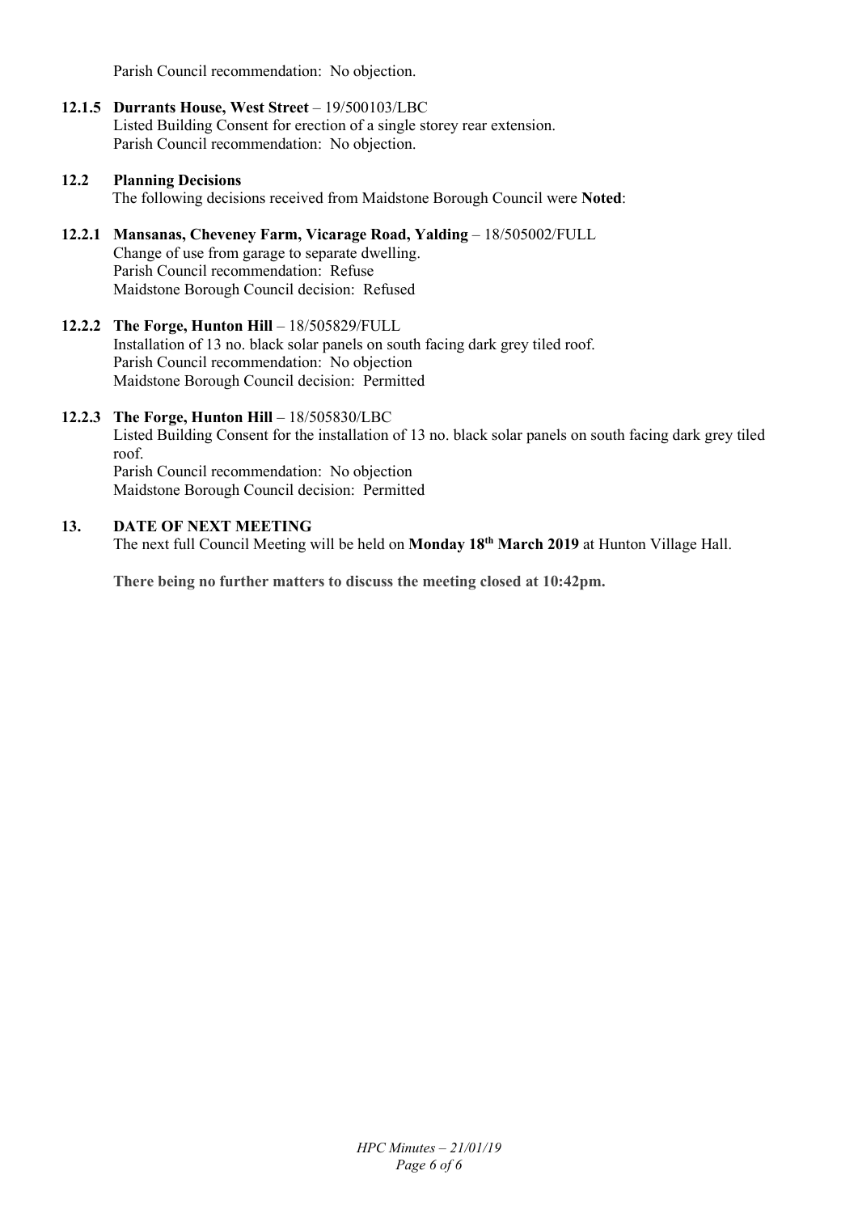Parish Council recommendation: No objection.

**12.1.5 Durrants House, West Street** – 19/500103/LBC
Listed Building Consent for erection of a single storey rear extension.
Parish Council recommendation: No objection.

**12.2 Planning Decisions**
The following decisions received from Maidstone Borough Council were **Noted**:

**12.2.1 Mansanas, Cheveney Farm, Vicarage Road, Yalding** – 18/505002/FULL
Change of use from garage to separate dwelling.
Parish Council recommendation: Refuse
Maidstone Borough Council decision: Refused

**12.2.2 The Forge, Hunton Hill** – 18/505829/FULL
Installation of 13 no. black solar panels on south facing dark grey tiled roof.
Parish Council recommendation: No objection
Maidstone Borough Council decision: Permitted

**12.2.3 The Forge, Hunton Hill** – 18/505830/LBC
Listed Building Consent for the installation of 13 no. black solar panels on south facing dark grey tiled roof.
Parish Council recommendation: No objection
Maidstone Borough Council decision: Permitted

**13. DATE OF NEXT MEETING**
The next full Council Meeting will be held on **Monday 18th March 2019** at Hunton Village Hall.

**There being no further matters to discuss the meeting closed at 10:42pm.**